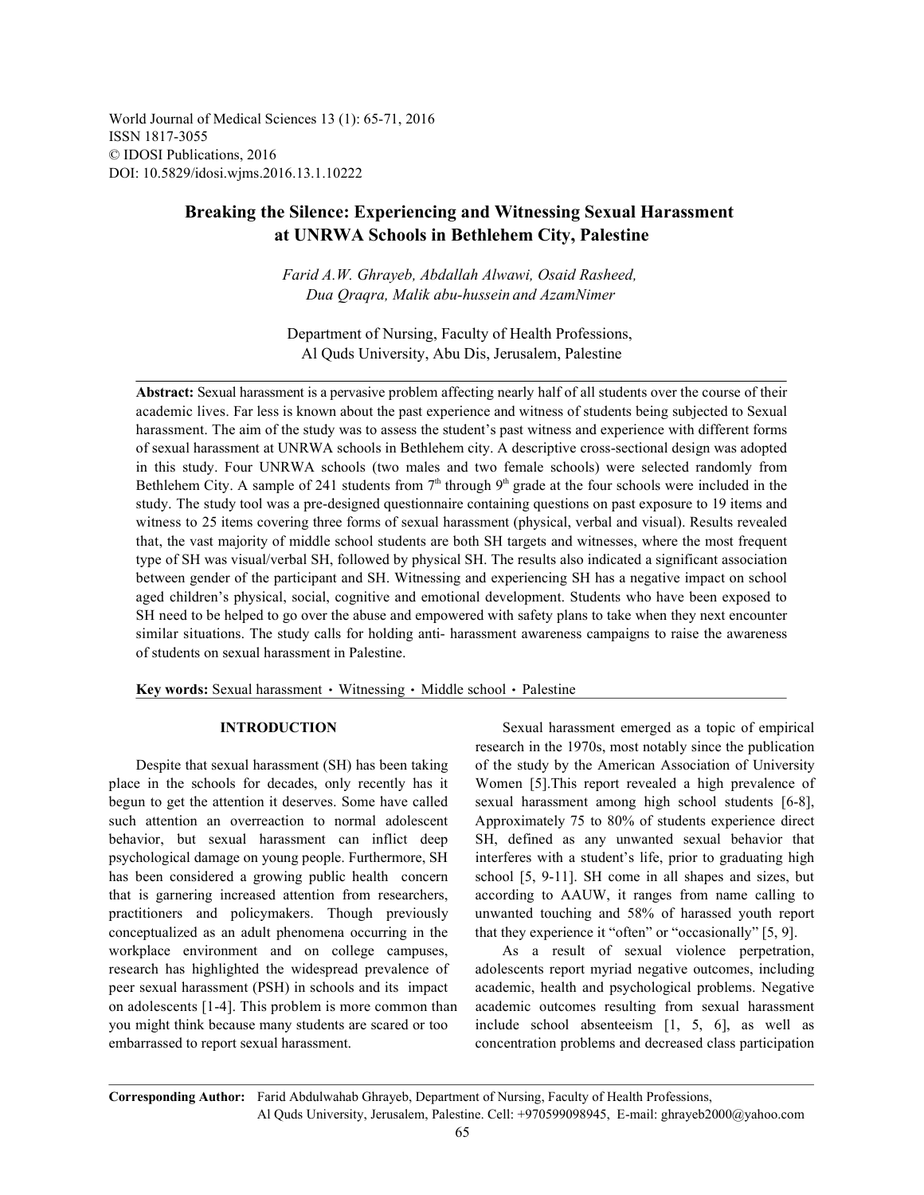World Journal of Medical Sciences 13 (1): 65-71, 2016
ISSN 1817-3055
© IDOSI Publications, 2016
DOI: 10.5829/idosi.wjms.2016.13.1.10222

# Breaking the Silence: Experiencing and Witnessing Sexual Harassment at UNRWA Schools in Bethlehem City, Palestine

*Farid A.W. Ghrayeb, Abdallah Alwawi, Osaid Rasheed, Dua Qraqra, Malik abu-hussein and AzamNimer*

Department of Nursing, Faculty of Health Professions, Al Quds University, Abu Dis, Jerusalem, Palestine

**Abstract:** Sexual harassment is a pervasive problem affecting nearly half of all students over the course of their academic lives. Far less is known about the past experience and witness of students being subjected to Sexual harassment. The aim of the study was to assess the student's past witness and experience with different forms of sexual harassment at UNRWA schools in Bethlehem city. A descriptive cross-sectional design was adopted in this study. Four UNRWA schools (two males and two female schools) were selected randomly from Bethlehem City. A sample of 241 students from 7th through 9th grade at the four schools were included in the study. The study tool was a pre-designed questionnaire containing questions on past exposure to 19 items and witness to 25 items covering three forms of sexual harassment (physical, verbal and visual). Results revealed that, the vast majority of middle school students are both SH targets and witnesses, where the most frequent type of SH was visual/verbal SH, followed by physical SH. The results also indicated a significant association between gender of the participant and SH. Witnessing and experiencing SH has a negative impact on school aged children's physical, social, cognitive and emotional development. Students who have been exposed to SH need to be helped to go over the abuse and empowered with safety plans to take when they next encounter similar situations. The study calls for holding anti- harassment awareness campaigns to raise the awareness of students on sexual harassment in Palestine.

**Key words:** Sexual harassment · Witnessing · Middle school · Palestine

## INTRODUCTION

Despite that sexual harassment (SH) has been taking place in the schools for decades, only recently has it begun to get the attention it deserves. Some have called such attention an overreaction to normal adolescent behavior, but sexual harassment can inflict deep psychological damage on young people. Furthermore, SH has been considered a growing public health concern that is garnering increased attention from researchers, practitioners and policymakers. Though previously conceptualized as an adult phenomena occurring in the workplace environment and on college campuses, research has highlighted the widespread prevalence of peer sexual harassment (PSH) in schools and its impact on adolescents [1-4]. This problem is more common than you might think because many students are scared or too embarrassed to report sexual harassment.

Sexual harassment emerged as a topic of empirical research in the 1970s, most notably since the publication of the study by the American Association of University Women [5].This report revealed a high prevalence of sexual harassment among high school students [6-8], Approximately 75 to 80% of students experience direct SH, defined as any unwanted sexual behavior that interferes with a student's life, prior to graduating high school [5, 9-11]. SH come in all shapes and sizes, but according to AAUW, it ranges from name calling to unwanted touching and 58% of harassed youth report that they experience it "often" or "occasionally" [5, 9].

As a result of sexual violence perpetration, adolescents report myriad negative outcomes, including academic, health and psychological problems. Negative academic outcomes resulting from sexual harassment include school absenteeism [1, 5, 6], as well as concentration problems and decreased class participation

**Corresponding Author:** Farid Abdulwahab Ghrayeb, Department of Nursing, Faculty of Health Professions, Al Quds University, Jerusalem, Palestine. Cell: +970599098945, E-mail: ghrayeb2000@yahoo.com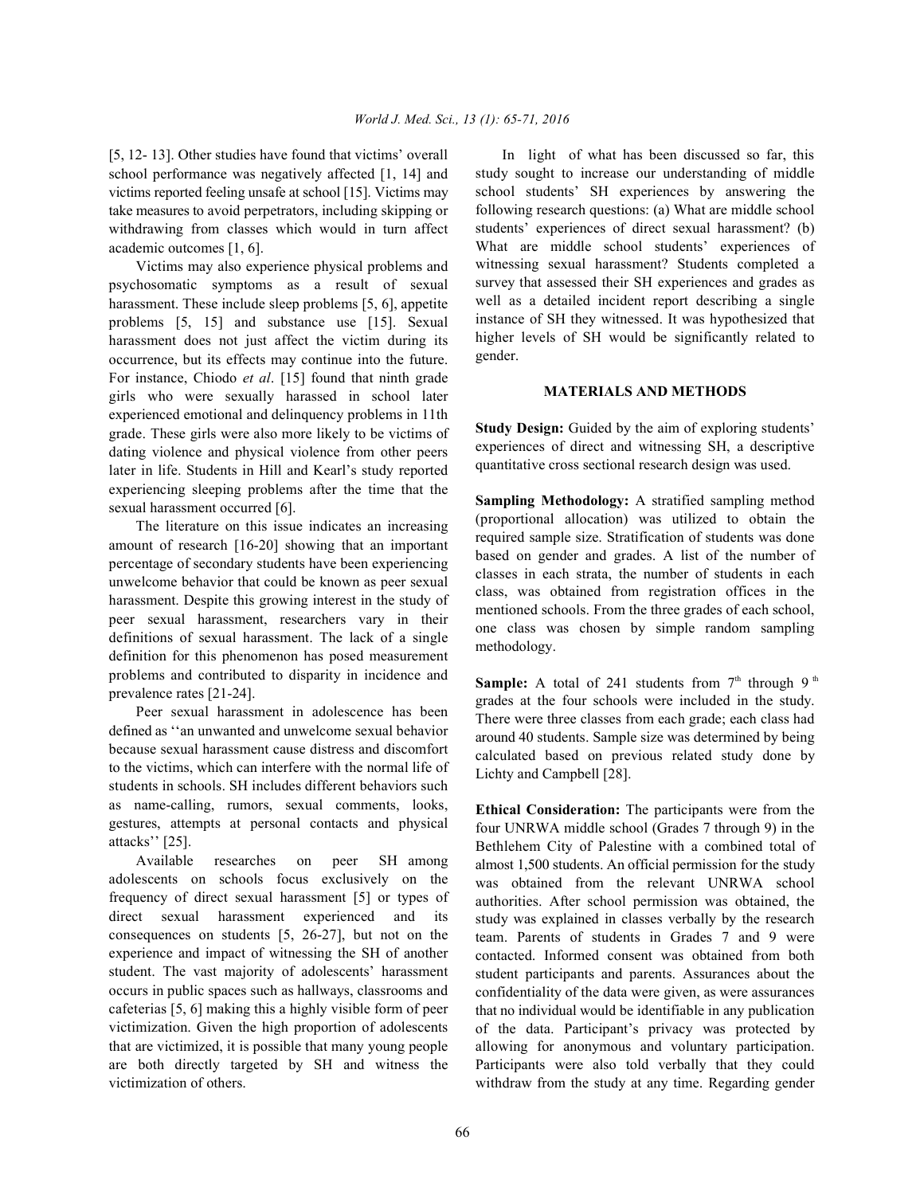[5, 12- 13]. Other studies have found that victims' overall school performance was negatively affected [1, 14] and victims reported feeling unsafe at school [15]. Victims may take measures to avoid perpetrators, including skipping or withdrawing from classes which would in turn affect academic outcomes [1, 6].

Victims may also experience physical problems and psychosomatic symptoms as a result of sexual harassment. These include sleep problems [5, 6], appetite problems [5, 15] and substance use [15]. Sexual harassment does not just affect the victim during its occurrence, but its effects may continue into the future. For instance, Chiodo *et al*. [15] found that ninth grade girls who were sexually harassed in school later experienced emotional and delinquency problems in 11th grade. These girls were also more likely to be victims of dating violence and physical violence from other peers later in life. Students in Hill and Kearl's study reported experiencing sleeping problems after the time that the sexual harassment occurred [6].

The literature on this issue indicates an increasing amount of research [16-20] showing that an important percentage of secondary students have been experiencing unwelcome behavior that could be known as peer sexual harassment. Despite this growing interest in the study of peer sexual harassment, researchers vary in their definitions of sexual harassment. The lack of a single definition for this phenomenon has posed measurement problems and contributed to disparity in incidence and prevalence rates [21-24].

Peer sexual harassment in adolescence has been defined as ''an unwanted and unwelcome sexual behavior because sexual harassment cause distress and discomfort to the victims, which can interfere with the normal life of students in schools. SH includes different behaviors such as name-calling, rumors, sexual comments, looks, gestures, attempts at personal contacts and physical attacks'' [25].

Available researches on peer SH among adolescents on schools focus exclusively on the frequency of direct sexual harassment [5] or types of direct sexual harassment experienced and its consequences on students [5, 26-27], but not on the experience and impact of witnessing the SH of another student. The vast majority of adolescents' harassment occurs in public spaces such as hallways, classrooms and cafeterias [5, 6] making this a highly visible form of peer victimization. Given the high proportion of adolescents that are victimized, it is possible that many young people are both directly targeted by SH and witness the victimization of others.

In light of what has been discussed so far, this study sought to increase our understanding of middle school students' SH experiences by answering the following research questions: (a) What are middle school students' experiences of direct sexual harassment? (b) What are middle school students' experiences of witnessing sexual harassment? Students completed a survey that assessed their SH experiences and grades as well as a detailed incident report describing a single instance of SH they witnessed. It was hypothesized that higher levels of SH would be significantly related to gender.

## MATERIALS AND METHODS

**Study Design:** Guided by the aim of exploring students' experiences of direct and witnessing SH, a descriptive quantitative cross sectional research design was used.

**Sampling Methodology:** A stratified sampling method (proportional allocation) was utilized to obtain the required sample size. Stratification of students was done based on gender and grades. A list of the number of classes in each strata, the number of students in each class, was obtained from registration offices in the mentioned schools. From the three grades of each school, one class was chosen by simple random sampling methodology.

**Sample:** A total of 241 students from 7th through 9th grades at the four schools were included in the study. There were three classes from each grade; each class had around 40 students. Sample size was determined by being calculated based on previous related study done by Lichty and Campbell [28].

**Ethical Consideration:** The participants were from the four UNRWA middle school (Grades 7 through 9) in the Bethlehem City of Palestine with a combined total of almost 1,500 students. An official permission for the study was obtained from the relevant UNRWA school authorities. After school permission was obtained, the study was explained in classes verbally by the research team. Parents of students in Grades 7 and 9 were contacted. Informed consent was obtained from both student participants and parents. Assurances about the confidentiality of the data were given, as were assurances that no individual would be identifiable in any publication of the data. Participant's privacy was protected by allowing for anonymous and voluntary participation. Participants were also told verbally that they could withdraw from the study at any time. Regarding gender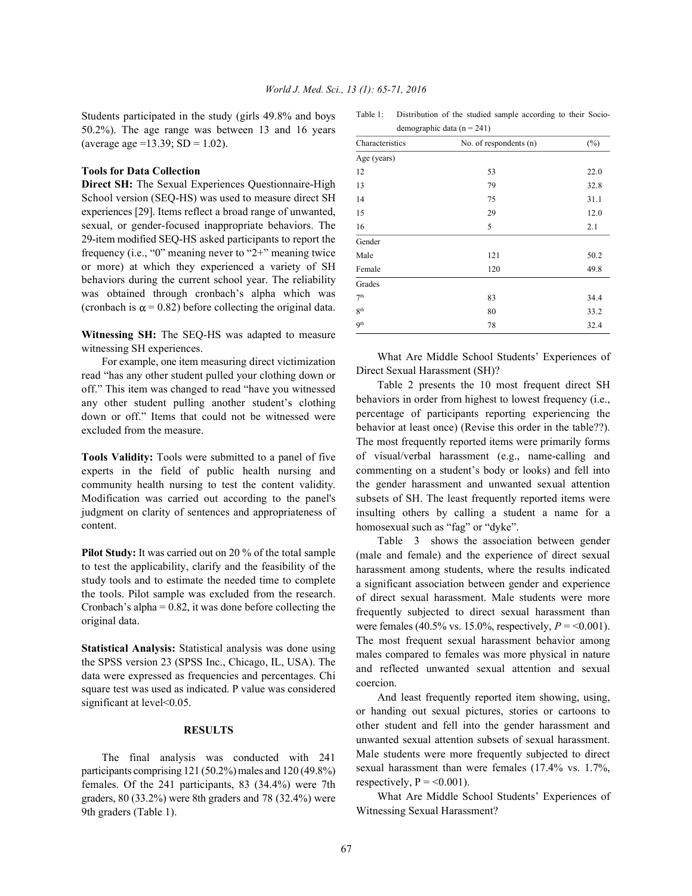Students participated in the study (girls 49.8% and boys 50.2%). The age range was between 13 and 16 years (average age =13.39; SD = 1.02).

**Tools for Data Collection**

**Direct SH:** The Sexual Experiences Questionnaire-High School version (SEQ-HS) was used to measure direct SH experiences [29]. Items reflect a broad range of unwanted, sexual, or gender-focused inappropriate behaviors. The 29-item modified SEQ-HS asked participants to report the frequency (i.e., "0" meaning never to "2+" meaning twice or more) at which they experienced a variety of SH behaviors during the current school year. The reliability was obtained through cronbach's alpha which was (cronbach is $\alpha = 0.82$) before collecting the original data.

**Witnessing SH:** The SEQ-HS was adapted to measure witnessing SH experiences.

For example, one item measuring direct victimization read "has any other student pulled your clothing down or off." This item was changed to read "have you witnessed any other student pulling another student's clothing down or off." Items that could not be witnessed were excluded from the measure.

**Tools Validity:** Tools were submitted to a panel of five experts in the field of public health nursing and community health nursing to test the content validity. Modification was carried out according to the panel's judgment on clarity of sentences and appropriateness of content.

**Pilot Study:** It was carried out on 20 % of the total sample to test the applicability, clarify and the feasibility of the study tools and to estimate the needed time to complete the tools. Pilot sample was excluded from the research. Cronbach's alpha = 0.82, it was done before collecting the original data.

**Statistical Analysis:** Statistical analysis was done using the SPSS version 23 (SPSS Inc., Chicago, IL, USA). The data were expressed as frequencies and percentages. Chi square test was used as indicated. P value was considered significant at level<0.05.

## RESULTS

The final analysis was conducted with 241 participants comprising 121 (50.2%) males and 120 (49.8%) females. Of the 241 participants, 83 (34.4%) were 7th graders, 80 (33.2%) were 8th graders and 78 (32.4%) were 9th graders (Table 1).

Table 1: Distribution of the studied sample according to their Socio-demographic data (n = 241)

| Characteristics | No. of respondents (n) | (%) |
|---|---|---|
| Age (years) | | |
| 12 | 53 | 22.0 |
| 13 | 79 | 32.8 |
| 14 | 75 | 31.1 |
| 15 | 29 | 12.0 |
| 16 | 5 | 2.1 |
| Gender | | |
| Male | 121 | 50.2 |
| Female | 120 | 49.8 |
| Grades | | |
| 7th | 83 | 34.4 |
| 8th | 80 | 33.2 |
| 9th | 78 | 32.4 |

What Are Middle School Students' Experiences of Direct Sexual Harassment (SH)?

Table 2 presents the 10 most frequent direct SH behaviors in order from highest to lowest frequency (i.e., percentage of participants reporting experiencing the behavior at least once) (Revise this order in the table??). The most frequently reported items were primarily forms of visual/verbal harassment (e.g., name-calling and commenting on a student's body or looks) and fell into the gender harassment and unwanted sexual attention subsets of SH. The least frequently reported items were insulting others by calling a student a name for a homosexual such as "fag" or "dyke".

Table 3 shows the association between gender (male and female) and the experience of direct sexual harassment among students, where the results indicated a significant association between gender and experience of direct sexual harassment. Male students were more frequently subjected to direct sexual harassment than were females (40.5% vs. 15.0%, respectively, $P = <0.001$). The most frequent sexual harassment behavior among males compared to females was more physical in nature and reflected unwanted sexual attention and sexual coercion.

And least frequently reported item showing, using, or handing out sexual pictures, stories or cartoons to other student and fell into the gender harassment and unwanted sexual attention subsets of sexual harassment. Male students were more frequently subjected to direct sexual harassment than were females (17.4% vs. 1.7%, respectively, $P = <0.001$).

What Are Middle School Students' Experiences of Witnessing Sexual Harassment?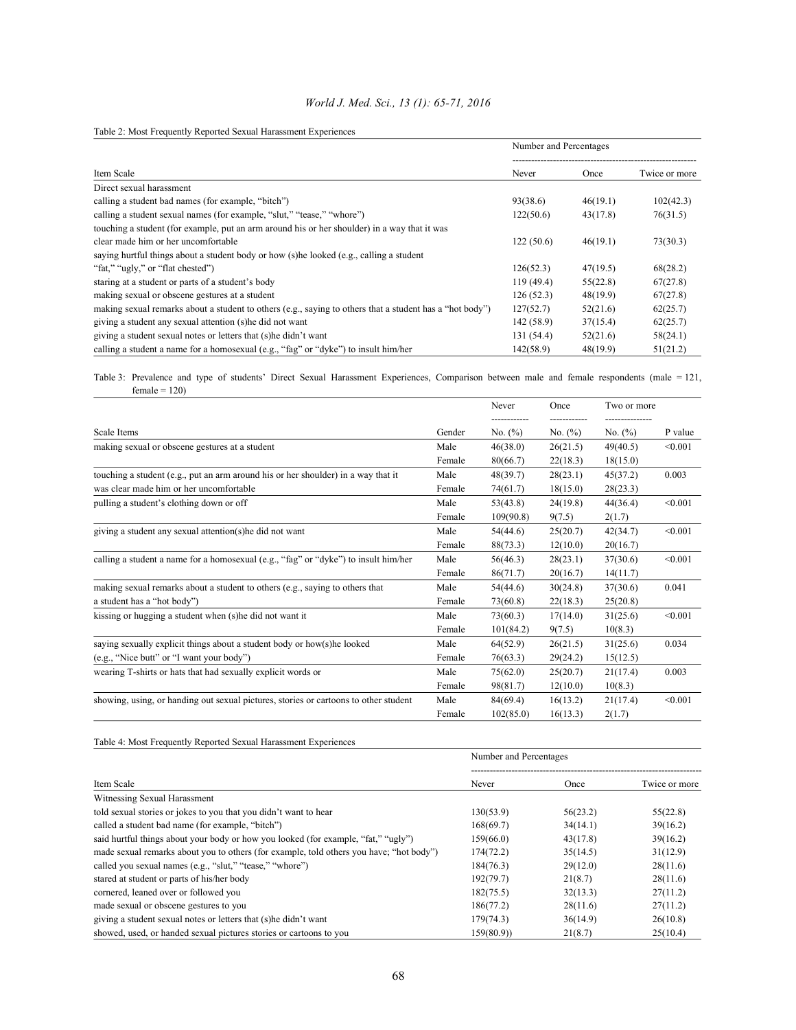Table 2: Most Frequently Reported Sexual Harassment Experiences

| Item Scale | Number and Percentages | | |
|---|---|---|---|
| | Never | Once | Twice or more |
| Direct sexual harassment | | | |
| calling a student bad names (for example, "bitch") | 93(38.6) | 46(19.1) | 102(42.3) |
| calling a student sexual names (for example, "slut," "tease," "whore") | 122(50.6) | 43(17.8) | 76(31.5) |
| touching a student (for example, put an arm around his or her shoulder) in a way that it was clear made him or her uncomfortable | 122 (50.6) | 46(19.1) | 73(30.3) |
| saying hurtful things about a student body or how (s)he looked (e.g., calling a student "fat," "ugly," or "flat chested") | 126(52.3) | 47(19.5) | 68(28.2) |
| staring at a student or parts of a student's body | 119 (49.4) | 55(22.8) | 67(27.8) |
| making sexual or obscene gestures at a student | 126 (52.3) | 48(19.9) | 67(27.8) |
| making sexual remarks about a student to others (e.g., saying to others that a student has a "hot body") | 127(52.7) | 52(21.6) | 62(25.7) |
| giving a student any sexual attention (s)he did not want | 142 (58.9) | 37(15.4) | 62(25.7) |
| giving a student sexual notes or letters that (s)he didn't want | 131 (54.4) | 52(21.6) | 58(24.1) |
| calling a student a name for a homosexual (e.g., "fag" or "dyke") to insult him/her | 142(58.9) | 48(19.9) | 51(21.2) |

Table 3: Prevalence and type of students' Direct Sexual Harassment Experiences, Comparison between male and female respondents (male = 121, female = 120)

| Scale Items | Gender | Never No. (%) | Once No. (%) | Two or more No. (%) | P value |
|---|---|---|---|---|---|
| making sexual or obscene gestures at a student | Male | 46(38.0) | 26(21.5) | 49(40.5) | <0.001 |
| | Female | 80(66.7) | 22(18.3) | 18(15.0) | |
| touching a student (e.g., put an arm around his or her shoulder) in a way that it was clear made him or her uncomfortable | Male | 48(39.7) | 28(23.1) | 45(37.2) | 0.003 |
| | Female | 74(61.7) | 18(15.0) | 28(23.3) | |
| pulling a student's clothing down or off | Male | 53(43.8) | 24(19.8) | 44(36.4) | <0.001 |
| | Female | 109(90.8) | 9(7.5) | 2(1.7) | |
| giving a student any sexual attention(s)he did not want | Male | 54(44.6) | 25(20.7) | 42(34.7) | <0.001 |
| | Female | 88(73.3) | 12(10.0) | 20(16.7) | |
| calling a student a name for a homosexual (e.g., "fag" or "dyke") to insult him/her | Male | 56(46.3) | 28(23.1) | 37(30.6) | <0.001 |
| | Female | 86(71.7) | 20(16.7) | 14(11.7) | |
| making sexual remarks about a student to others (e.g., saying to others that a student has a "hot body") | Male | 54(44.6) | 30(24.8) | 37(30.6) | 0.041 |
| | Female | 73(60.8) | 22(18.3) | 25(20.8) | |
| kissing or hugging a student when (s)he did not want it | Male | 73(60.3) | 17(14.0) | 31(25.6) | <0.001 |
| | Female | 101(84.2) | 9(7.5) | 10(8.3) | |
| saying sexually explicit things about a student body or how(s)he looked (e.g., "Nice butt" or "I want your body") | Male | 64(52.9) | 26(21.5) | 31(25.6) | 0.034 |
| | Female | 76(63.3) | 29(24.2) | 15(12.5) | |
| wearing T-shirts or hats that had sexually explicit words or | Male | 75(62.0) | 25(20.7) | 21(17.4) | 0.003 |
| | Female | 98(81.7) | 12(10.0) | 10(8.3) | |
| showing, using, or handing out sexual pictures, stories or cartoons to other student | Male | 84(69.4) | 16(13.2) | 21(17.4) | <0.001 |
| | Female | 102(85.0) | 16(13.3) | 2(1.7) | |

Table 4: Most Frequently Reported Sexual Harassment Experiences

| Item Scale | Number and Percentages | | |
|---|---|---|---|
| | Never | Once | Twice or more |
| Witnessing Sexual Harassment | | | |
| told sexual stories or jokes to you that you didn't want to hear | 130(53.9) | 56(23.2) | 55(22.8) |
| called a student bad name (for example, "bitch") | 168(69.7) | 34(14.1) | 39(16.2) |
| said hurtful things about your body or how you looked (for example, "fat," "ugly") | 159(66.0) | 43(17.8) | 39(16.2) |
| made sexual remarks about you to others (for example, told others you have; "hot body") | 174(72.2) | 35(14.5) | 31(12.9) |
| called you sexual names (e.g., "slut," "tease," "whore") | 184(76.3) | 29(12.0) | 28(11.6) |
| stared at student or parts of his/her body | 192(79.7) | 21(8.7) | 28(11.6) |
| cornered, leaned over or followed you | 182(75.5) | 32(13.3) | 27(11.2) |
| made sexual or obscene gestures to you | 186(77.2) | 28(11.6) | 27(11.2) |
| giving a student sexual notes or letters that (s)he didn't want | 179(74.3) | 36(14.9) | 26(10.8) |
| showed, used, or handed sexual pictures stories or cartoons to you | 159(80.9)) | 21(8.7) | 25(10.4) |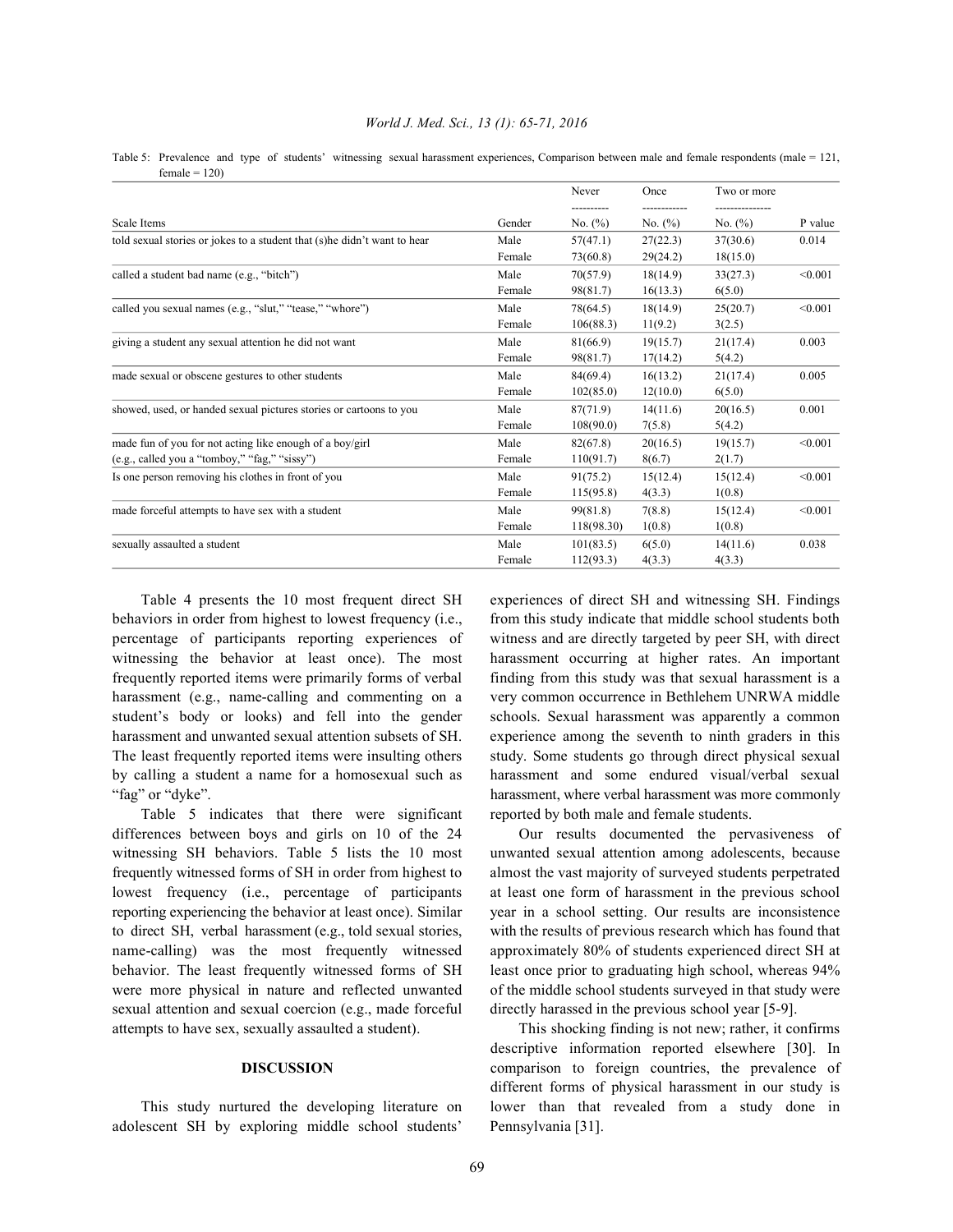Table 5: Prevalence and type of students' witnessing sexual harassment experiences, Comparison between male and female respondents (male = 121, female = 120)

| Scale Items | Gender | Never No. (%) | Once No. (%) | Two or more No. (%) | P value |
|---|---|---|---|---|---|
| told sexual stories or jokes to a student that (s)he didn't want to hear | Male | 57(47.1) | 27(22.3) | 37(30.6) | 0.014 |
| | Female | 73(60.8) | 29(24.2) | 18(15.0) | |
| called a student bad name (e.g., "bitch") | Male | 70(57.9) | 18(14.9) | 33(27.3) | <0.001 |
| | Female | 98(81.7) | 16(13.3) | 6(5.0) | |
| called you sexual names (e.g., "slut," "tease," "whore") | Male | 78(64.5) | 18(14.9) | 25(20.7) | <0.001 |
| | Female | 106(88.3) | 11(9.2) | 3(2.5) | |
| giving a student any sexual attention he did not want | Male | 81(66.9) | 19(15.7) | 21(17.4) | 0.003 |
| | Female | 98(81.7) | 17(14.2) | 5(4.2) | |
| made sexual or obscene gestures to other students | Male | 84(69.4) | 16(13.2) | 21(17.4) | 0.005 |
| | Female | 102(85.0) | 12(10.0) | 6(5.0) | |
| showed, used, or handed sexual pictures stories or cartoons to you | Male | 87(71.9) | 14(11.6) | 20(16.5) | 0.001 |
| | Female | 108(90.0) | 7(5.8) | 5(4.2) | |
| made fun of you for not acting like enough of a boy/girl (e.g., called you a "tomboy," "fag," "sissy") | Male | 82(67.8) | 20(16.5) | 19(15.7) | <0.001 |
| | Female | 110(91.7) | 8(6.7) | 2(1.7) | |
| Is one person removing his clothes in front of you | Male | 91(75.2) | 15(12.4) | 15(12.4) | <0.001 |
| | Female | 115(95.8) | 4(3.3) | 1(0.8) | |
| made forceful attempts to have sex with a student | Male | 99(81.8) | 7(8.8) | 15(12.4) | <0.001 |
| | Female | 118(98.30) | 1(0.8) | 1(0.8) | |
| sexually assaulted a student | Male | 101(83.5) | 6(5.0) | 14(11.6) | 0.038 |
| | Female | 112(93.3) | 4(3.3) | 4(3.3) | |

Table 4 presents the 10 most frequent direct SH behaviors in order from highest to lowest frequency (i.e., percentage of participants reporting experiences of witnessing the behavior at least once). The most frequently reported items were primarily forms of verbal harassment (e.g., name-calling and commenting on a student's body or looks) and fell into the gender harassment and unwanted sexual attention subsets of SH. The least frequently reported items were insulting others by calling a student a name for a homosexual such as "fag" or "dyke".

Table 5 indicates that there were significant differences between boys and girls on 10 of the 24 witnessing SH behaviors. Table 5 lists the 10 most frequently witnessed forms of SH in order from highest to lowest frequency (i.e., percentage of participants reporting experiencing the behavior at least once). Similar to direct SH, verbal harassment (e.g., told sexual stories, name-calling) was the most frequently witnessed behavior. The least frequently witnessed forms of SH were more physical in nature and reflected unwanted sexual attention and sexual coercion (e.g., made forceful attempts to have sex, sexually assaulted a student).

## DISCUSSION

This study nurtured the developing literature on adolescent SH by exploring middle school students' experiences of direct SH and witnessing SH. Findings from this study indicate that middle school students both witness and are directly targeted by peer SH, with direct harassment occurring at higher rates. An important finding from this study was that sexual harassment is a very common occurrence in Bethlehem UNRWA middle schools. Sexual harassment was apparently a common experience among the seventh to ninth graders in this study. Some students go through direct physical sexual harassment and some endured visual/verbal sexual harassment, where verbal harassment was more commonly reported by both male and female students.

Our results documented the pervasiveness of unwanted sexual attention among adolescents, because almost the vast majority of surveyed students perpetrated at least one form of harassment in the previous school year in a school setting. Our results are inconsistence with the results of previous research which has found that approximately 80% of students experienced direct SH at least once prior to graduating high school, whereas 94% of the middle school students surveyed in that study were directly harassed in the previous school year [5-9].

This shocking finding is not new; rather, it confirms descriptive information reported elsewhere [30]. In comparison to foreign countries, the prevalence of different forms of physical harassment in our study is lower than that revealed from a study done in Pennsylvania [31].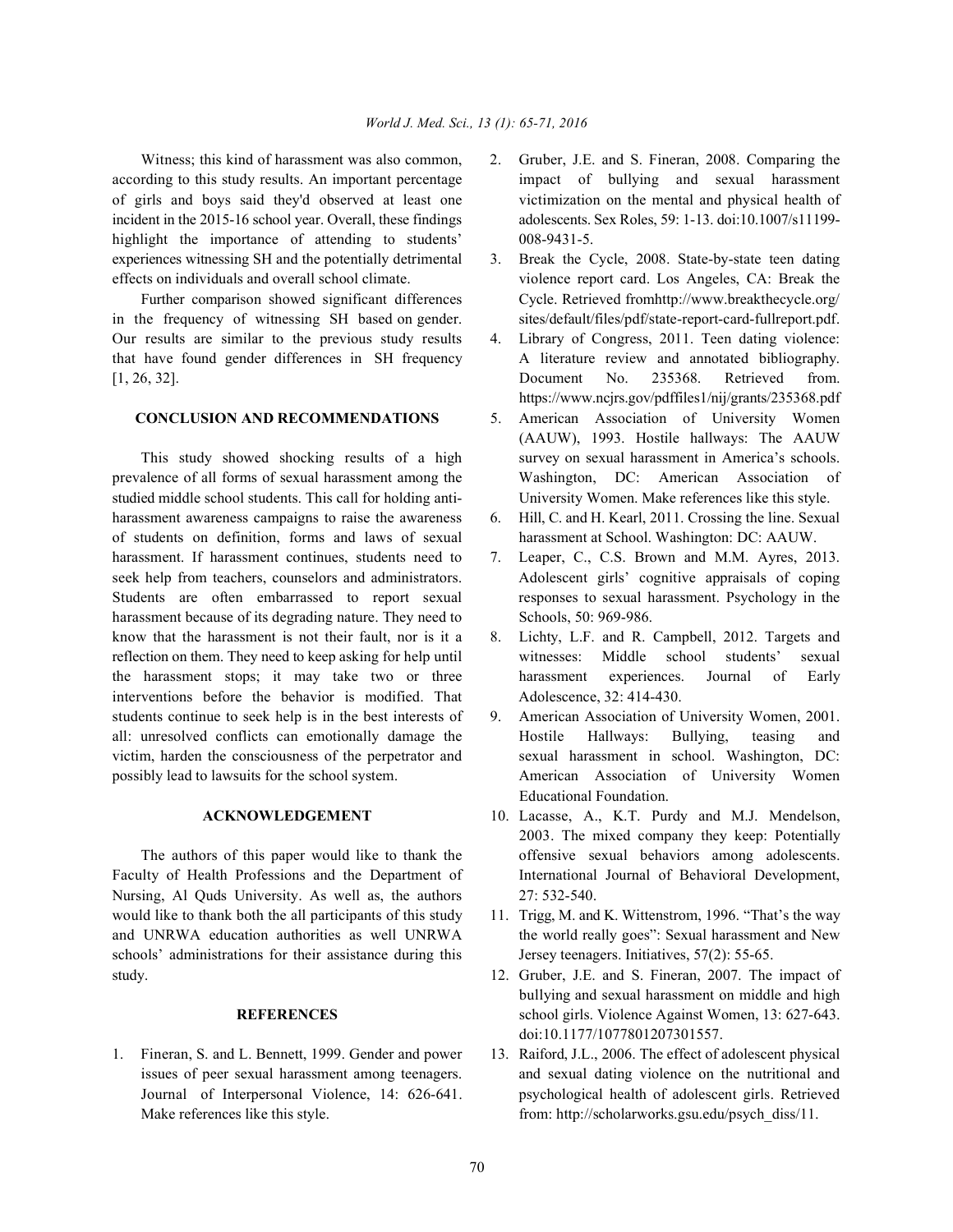Witness; this kind of harassment was also common, according to this study results. An important percentage of girls and boys said they'd observed at least one incident in the 2015-16 school year. Overall, these findings highlight the importance of attending to students' experiences witnessing SH and the potentially detrimental effects on individuals and overall school climate.

Further comparison showed significant differences in the frequency of witnessing SH based on gender. Our results are similar to the previous study results that have found gender differences in SH frequency [1, 26, 32].

## CONCLUSION AND RECOMMENDATIONS

This study showed shocking results of a high prevalence of all forms of sexual harassment among the studied middle school students. This call for holding anti-harassment awareness campaigns to raise the awareness of students on definition, forms and laws of sexual harassment. If harassment continues, students need to seek help from teachers, counselors and administrators. Students are often embarrassed to report sexual harassment because of its degrading nature. They need to know that the harassment is not their fault, nor is it a reflection on them. They need to keep asking for help until the harassment stops; it may take two or three interventions before the behavior is modified. That students continue to seek help is in the best interests of all: unresolved conflicts can emotionally damage the victim, harden the consciousness of the perpetrator and possibly lead to lawsuits for the school system.

## ACKNOWLEDGEMENT

The authors of this paper would like to thank the Faculty of Health Professions and the Department of Nursing, Al Quds University. As well as, the authors would like to thank both the all participants of this study and UNRWA education authorities as well UNRWA schools' administrations for their assistance during this study.

## REFERENCES

1. Fineran, S. and L. Bennett, 1999. Gender and power issues of peer sexual harassment among teenagers. Journal of Interpersonal Violence, 14: 626-641. Make references like this style.
2. Gruber, J.E. and S. Fineran, 2008. Comparing the impact of bullying and sexual harassment victimization on the mental and physical health of adolescents. Sex Roles, 59: 1-13. doi:10.1007/s11199-008-9431-5.
3. Break the Cycle, 2008. State-by-state teen dating violence report card. Los Angeles, CA: Break the Cycle. Retrieved fromhttp://www.breakthecycle.org/sites/default/files/pdf/state-report-card-fullreport.pdf.
4. Library of Congress, 2011. Teen dating violence: A literature review and annotated bibliography. Document No. 235368. Retrieved from. https://www.ncjrs.gov/pdffiles1/nij/grants/235368.pdf
5. American Association of University Women (AAUW), 1993. Hostile hallways: The AAUW survey on sexual harassment in America's schools. Washington, DC: American Association of University Women. Make references like this style.
6. Hill, C. and H. Kearl, 2011. Crossing the line. Sexual harassment at School. Washington: DC: AAUW.
7. Leaper, C., C.S. Brown and M.M. Ayres, 2013. Adolescent girls' cognitive appraisals of coping responses to sexual harassment. Psychology in the Schools, 50: 969-986.
8. Lichty, L.F. and R. Campbell, 2012. Targets and witnesses: Middle school students' sexual harassment experiences. Journal of Early Adolescence, 32: 414-430.
9. American Association of University Women, 2001. Hostile Hallways: Bullying, teasing and sexual harassment in school. Washington, DC: American Association of University Women Educational Foundation.
10. Lacasse, A., K.T. Purdy and M.J. Mendelson, 2003. The mixed company they keep: Potentially offensive sexual behaviors among adolescents. International Journal of Behavioral Development, 27: 532-540.
11. Trigg, M. and K. Wittenstrom, 1996. "That's the way the world really goes": Sexual harassment and New Jersey teenagers. Initiatives, 57(2): 55-65.
12. Gruber, J.E. and S. Fineran, 2007. The impact of bullying and sexual harassment on middle and high school girls. Violence Against Women, 13: 627-643. doi:10.1177/1077801207301557.
13. Raiford, J.L., 2006. The effect of adolescent physical and sexual dating violence on the nutritional and psychological health of adolescent girls. Retrieved from: http://scholarworks.gsu.edu/psych_diss/11.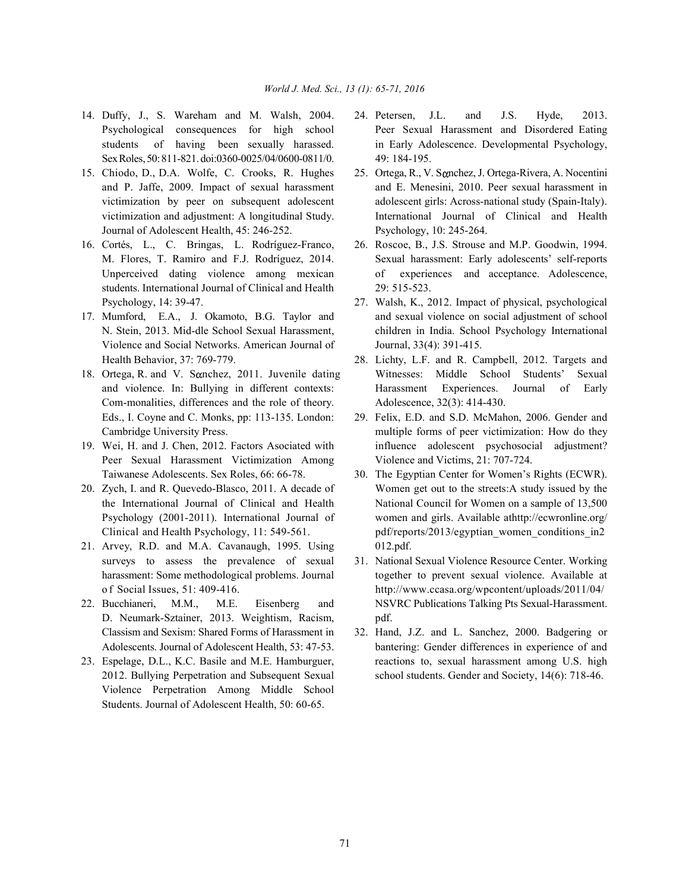14. Duffy, J., S. Wareham and M. Walsh, 2004. Psychological consequences for high school students of having been sexually harassed. Sex Roles, 50: 811-821. doi:0360-0025/04/0600-0811/0.
15. Chiodo, D., D.A. Wolfe, C. Crooks, R. Hughes and P. Jaffe, 2009. Impact of sexual harassment victimization by peer on subsequent adolescent victimization and adjustment: A longitudinal Study. Journal of Adolescent Health, 45: 246-252.
16. Cortés, L., C. Bringas, L. Rodríguez-Franco, M. Flores, T. Ramiro and F.J. Rodríguez, 2014. Unperceived dating violence among mexican students. International Journal of Clinical and Health Psychology, 14: 39-47.
17. Mumford, E.A., J. Okamoto, B.G. Taylor and N. Stein, 2013. Mid-dle School Sexual Harassment, Violence and Social Networks. American Journal of Health Behavior, 37: 769-779.
18. Ortega, R. and V. Sαnchez, 2011. Juvenile dating and violence. In: Bullying in different contexts: Com-monalities, differences and the role of theory. Eds., I. Coyne and C. Monks, pp: 113-135. London: Cambridge University Press.
19. Wei, H. and J. Chen, 2012. Factors Asociated with Peer Sexual Harassment Victimization Among Taiwanese Adolescents. Sex Roles, 66: 66-78.
20. Zych, I. and R. Quevedo-Blasco, 2011. A decade of the International Journal of Clinical and Health Psychology (2001-2011). International Journal of Clinical and Health Psychology, 11: 549-561.
21. Arvey, R.D. and M.A. Cavanaugh, 1995. Using surveys to assess the prevalence of sexual harassment: Some methodological problems. Journal of Social Issues, 51: 409-416.
22. Bucchianeri, M.M., M.E. Eisenberg and D. Neumark-Sztainer, 2013. Weightism, Racism, Classism and Sexism: Shared Forms of Harassment in Adolescents. Journal of Adolescent Health, 53: 47-53.
23. Espelage, D.L., K.C. Basile and M.E. Hamburguer, 2012. Bullying Perpetration and Subsequent Sexual Violence Perpetration Among Middle School Students. Journal of Adolescent Health, 50: 60-65.
24. Petersen, J.L. and J.S. Hyde, 2013. Peer Sexual Harassment and Disordered Eating in Early Adolescence. Developmental Psychology, 49: 184-195.
25. Ortega, R., V. Sαnchez, J. Ortega-Rivera, A. Nocentini and E. Menesini, 2010. Peer sexual harassment in adolescent girls: Across-national study (Spain-Italy). International Journal of Clinical and Health Psychology, 10: 245-264.
26. Roscoe, B., J.S. Strouse and M.P. Goodwin, 1994. Sexual harassment: Early adolescents' self-reports of experiences and acceptance. Adolescence, 29: 515-523.
27. Walsh, K., 2012. Impact of physical, psychological and sexual violence on social adjustment of school children in India. School Psychology International Journal, 33(4): 391-415.
28. Lichty, L.F. and R. Campbell, 2012. Targets and Witnesses: Middle School Students' Sexual Harassment Experiences. Journal of Early Adolescence, 32(3): 414-430.
29. Felix, E.D. and S.D. McMahon, 2006. Gender and multiple forms of peer victimization: How do they influence adolescent psychosocial adjustment? Violence and Victims, 21: 707-724.
30. The Egyptian Center for Women's Rights (ECWR). Women get out to the streets:A study issued by the National Council for Women on a sample of 13,500 women and girls. Available athttp://ecwronline.org/pdf/reports/2013/egyptian_women_conditions_in2012.pdf.
31. National Sexual Violence Resource Center. Working together to prevent sexual violence. Available at http://www.ccasa.org/wpcontent/uploads/2011/04/NSVRC Publications Talking Pts Sexual-Harassment.pdf.
32. Hand, J.Z. and L. Sanchez, 2000. Badgering or bantering: Gender differences in experience of and reactions to, sexual harassment among U.S. high school students. Gender and Society, 14(6): 718-46.